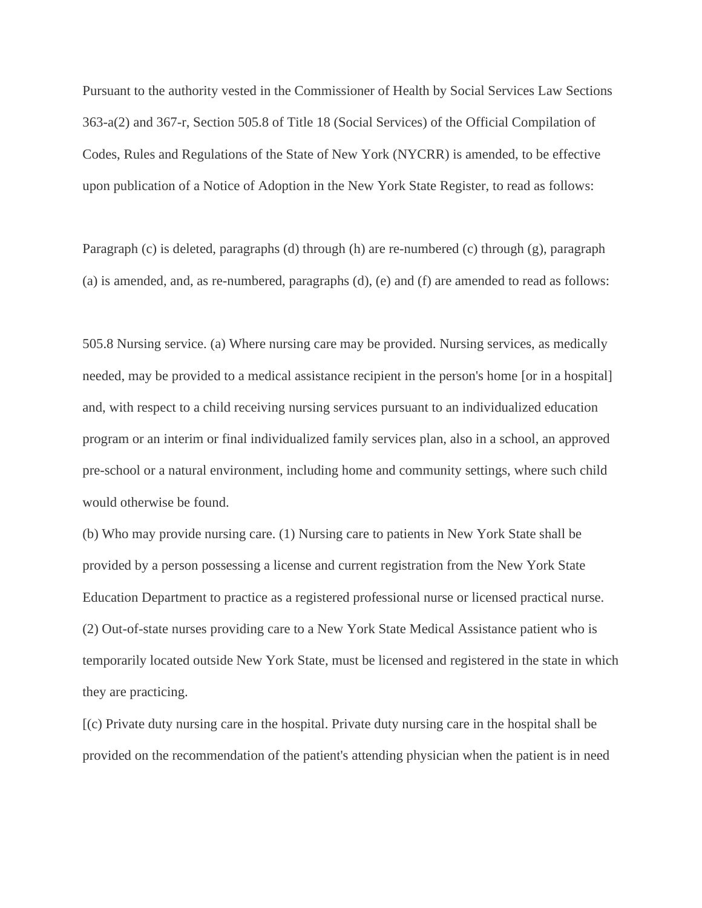Pursuant to the authority vested in the Commissioner of Health by Social Services Law Sections 363-a(2) and 367-r, Section 505.8 of Title 18 (Social Services) of the Official Compilation of Codes, Rules and Regulations of the State of New York (NYCRR) is amended, to be effective upon publication of a Notice of Adoption in the New York State Register, to read as follows:

Paragraph (c) is deleted, paragraphs (d) through (h) are re-numbered (c) through (g), paragraph (a) is amended, and, as re-numbered, paragraphs (d), (e) and (f) are amended to read as follows:

505.8 Nursing service. (a) Where nursing care may be provided. Nursing services, as medically needed, may be provided to a medical assistance recipient in the person's home [or in a hospital] and, with respect to a child receiving nursing services pursuant to an individualized education program or an interim or final individualized family services plan, also in a school, an approved pre-school or a natural environment, including home and community settings, where such child would otherwise be found.

(b) Who may provide nursing care. (1) Nursing care to patients in New York State shall be provided by a person possessing a license and current registration from the New York State Education Department to practice as a registered professional nurse or licensed practical nurse.

(2) Out-of-state nurses providing care to a New York State Medical Assistance patient who is temporarily located outside New York State, must be licensed and registered in the state in which they are practicing.

[(c) Private duty nursing care in the hospital. Private duty nursing care in the hospital shall be provided on the recommendation of the patient's attending physician when the patient is in need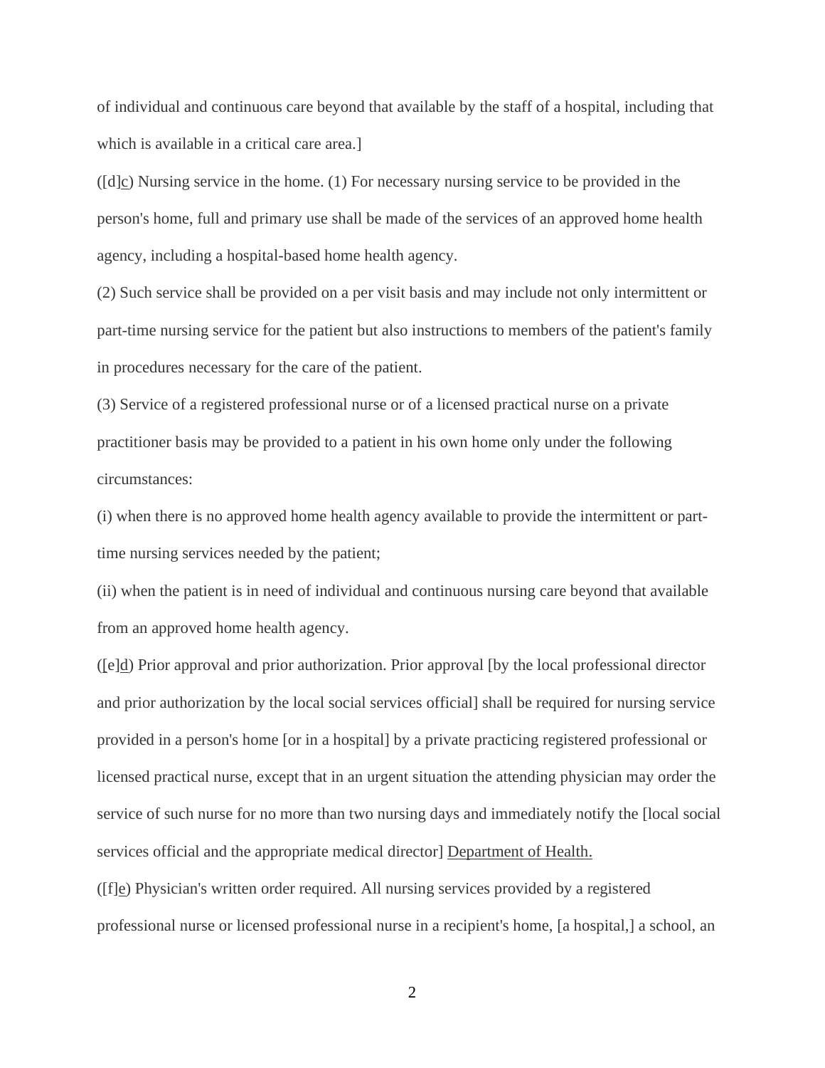of individual and continuous care beyond that available by the staff of a hospital, including that which is available in a critical care area.]

([d]<u>c</u>) Nursing service in the home. (1) For necessary nursing service to be provided in the person's home, full and primary use shall be made of the services of an approved home health agency, including a hospital-based home health agency.

(2) Such service shall be provided on a per visit basis and may include not only intermittent or part-time nursing service for the patient but also instructions to members of the patient's family in procedures necessary for the care of the patient.

(3) Service of a registered professional nurse or of a licensed practical nurse on a private practitioner basis may be provided to a patient in his own home only under the following circumstances:

(i) when there is no approved home health agency available to provide the intermittent or part-time nursing services needed by the patient;

(ii) when the patient is in need of individual and continuous nursing care beyond that available from an approved home health agency.

([e]<u>d</u>) Prior approval and prior authorization. Prior approval [by the local professional director and prior authorization by the local social services official] shall be required for nursing service provided in a person's home [or in a hospital] by a private practicing registered professional or licensed practical nurse, except that in an urgent situation the attending physician may order the service of such nurse for no more than two nursing days and immediately notify the [local social services official and the appropriate medical director] <u>Department of Health.</u>

([f]<u>e</u>) Physician's written order required. All nursing services provided by a registered professional nurse or licensed professional nurse in a recipient's home, [a hospital,] a school, an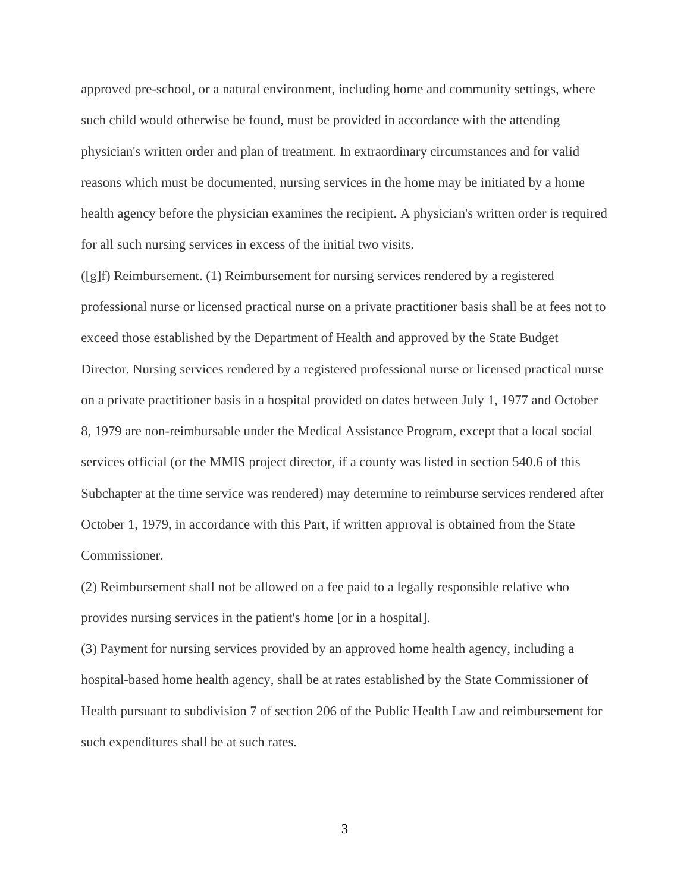approved pre-school, or a natural environment, including home and community settings, where such child would otherwise be found, must be provided in accordance with the attending physician's written order and plan of treatment. In extraordinary circumstances and for valid reasons which must be documented, nursing services in the home may be initiated by a home health agency before the physician examines the recipient. A physician's written order is required for all such nursing services in excess of the initial two visits.

([g]f) Reimbursement. (1) Reimbursement for nursing services rendered by a registered professional nurse or licensed practical nurse on a private practitioner basis shall be at fees not to exceed those established by the Department of Health and approved by the State Budget Director. Nursing services rendered by a registered professional nurse or licensed practical nurse on a private practitioner basis in a hospital provided on dates between July 1, 1977 and October 8, 1979 are non-reimbursable under the Medical Assistance Program, except that a local social services official (or the MMIS project director, if a county was listed in section 540.6 of this Subchapter at the time service was rendered) may determine to reimburse services rendered after October 1, 1979, in accordance with this Part, if written approval is obtained from the State Commissioner.

(2) Reimbursement shall not be allowed on a fee paid to a legally responsible relative who provides nursing services in the patient's home [or in a hospital].

(3) Payment for nursing services provided by an approved home health agency, including a hospital-based home health agency, shall be at rates established by the State Commissioner of Health pursuant to subdivision 7 of section 206 of the Public Health Law and reimbursement for such expenditures shall be at such rates.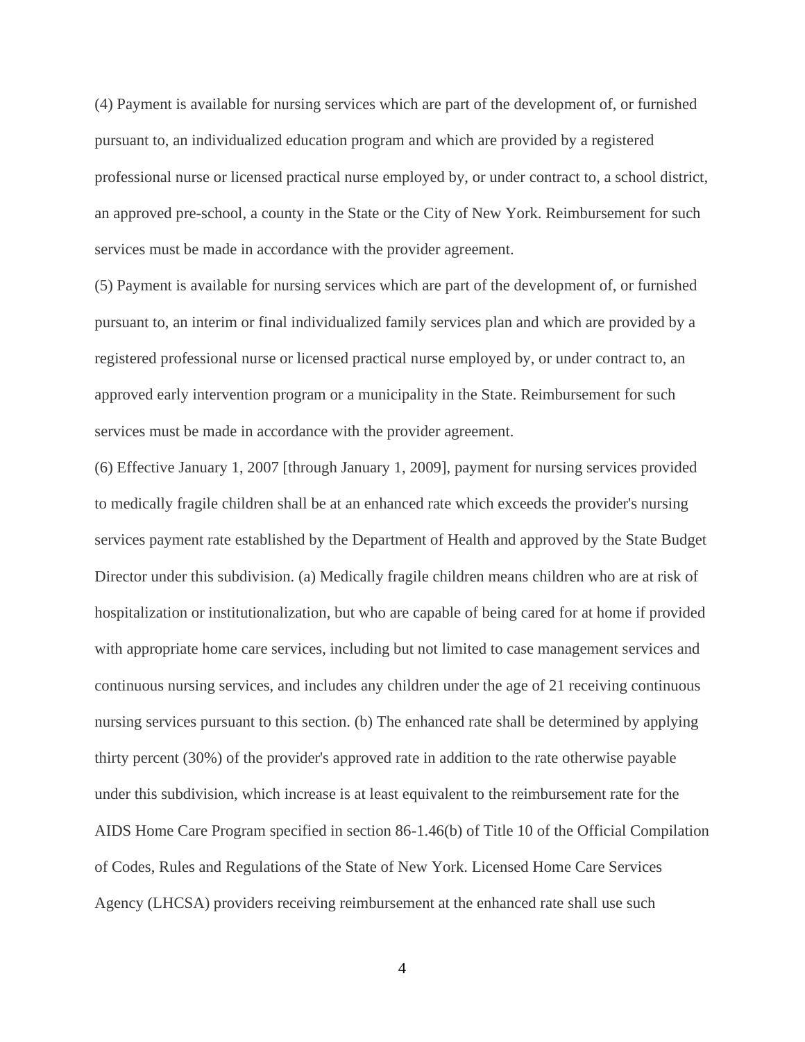(4) Payment is available for nursing services which are part of the development of, or furnished pursuant to, an individualized education program and which are provided by a registered professional nurse or licensed practical nurse employed by, or under contract to, a school district, an approved pre-school, a county in the State or the City of New York. Reimbursement for such services must be made in accordance with the provider agreement.

(5) Payment is available for nursing services which are part of the development of, or furnished pursuant to, an interim or final individualized family services plan and which are provided by a registered professional nurse or licensed practical nurse employed by, or under contract to, an approved early intervention program or a municipality in the State. Reimbursement for such services must be made in accordance with the provider agreement.

(6) Effective January 1, 2007 [through January 1, 2009], payment for nursing services provided to medically fragile children shall be at an enhanced rate which exceeds the provider's nursing services payment rate established by the Department of Health and approved by the State Budget Director under this subdivision. (a) Medically fragile children means children who are at risk of hospitalization or institutionalization, but who are capable of being cared for at home if provided with appropriate home care services, including but not limited to case management services and continuous nursing services, and includes any children under the age of 21 receiving continuous nursing services pursuant to this section. (b) The enhanced rate shall be determined by applying thirty percent (30%) of the provider's approved rate in addition to the rate otherwise payable under this subdivision, which increase is at least equivalent to the reimbursement rate for the AIDS Home Care Program specified in section 86-1.46(b) of Title 10 of the Official Compilation of Codes, Rules and Regulations of the State of New York. Licensed Home Care Services Agency (LHCSA) providers receiving reimbursement at the enhanced rate shall use such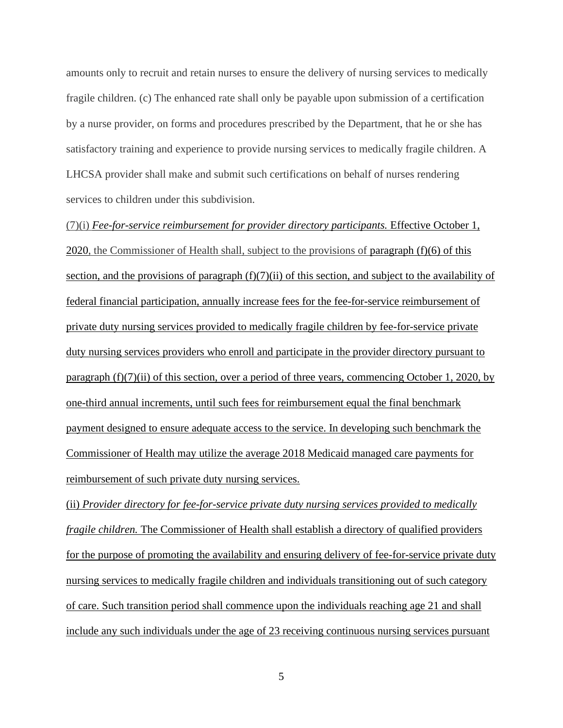amounts only to recruit and retain nurses to ensure the delivery of nursing services to medically fragile children. (c) The enhanced rate shall only be payable upon submission of a certification by a nurse provider, on forms and procedures prescribed by the Department, that he or she has satisfactory training and experience to provide nursing services to medically fragile children. A LHCSA provider shall make and submit such certifications on behalf of nurses rendering services to children under this subdivision.

(7)(i) ***Fee-for-service reimbursement for provider directory participants.*** Effective October 1, 2020, the Commissioner of Health shall, subject to the provisions of paragraph (f)(6) of this section, and the provisions of paragraph (f)(7)(ii) of this section, and subject to the availability of federal financial participation, annually increase fees for the fee-for-service reimbursement of private duty nursing services provided to medically fragile children by fee-for-service private duty nursing services providers who enroll and participate in the provider directory pursuant to paragraph (f)(7)(ii) of this section, over a period of three years, commencing October 1, 2020, by one-third annual increments, until such fees for reimbursement equal the final benchmark payment designed to ensure adequate access to the service. In developing such benchmark the Commissioner of Health may utilize the average 2018 Medicaid managed care payments for reimbursement of such private duty nursing services.

(ii) *Provider directory for fee-for-service private duty nursing services provided to medically fragile children.* The Commissioner of Health shall establish a directory of qualified providers for the purpose of promoting the availability and ensuring delivery of fee-for-service private duty nursing services to medically fragile children and individuals transitioning out of such category of care. Such transition period shall commence upon the individuals reaching age 21 and shall include any such individuals under the age of 23 receiving continuous nursing services pursuant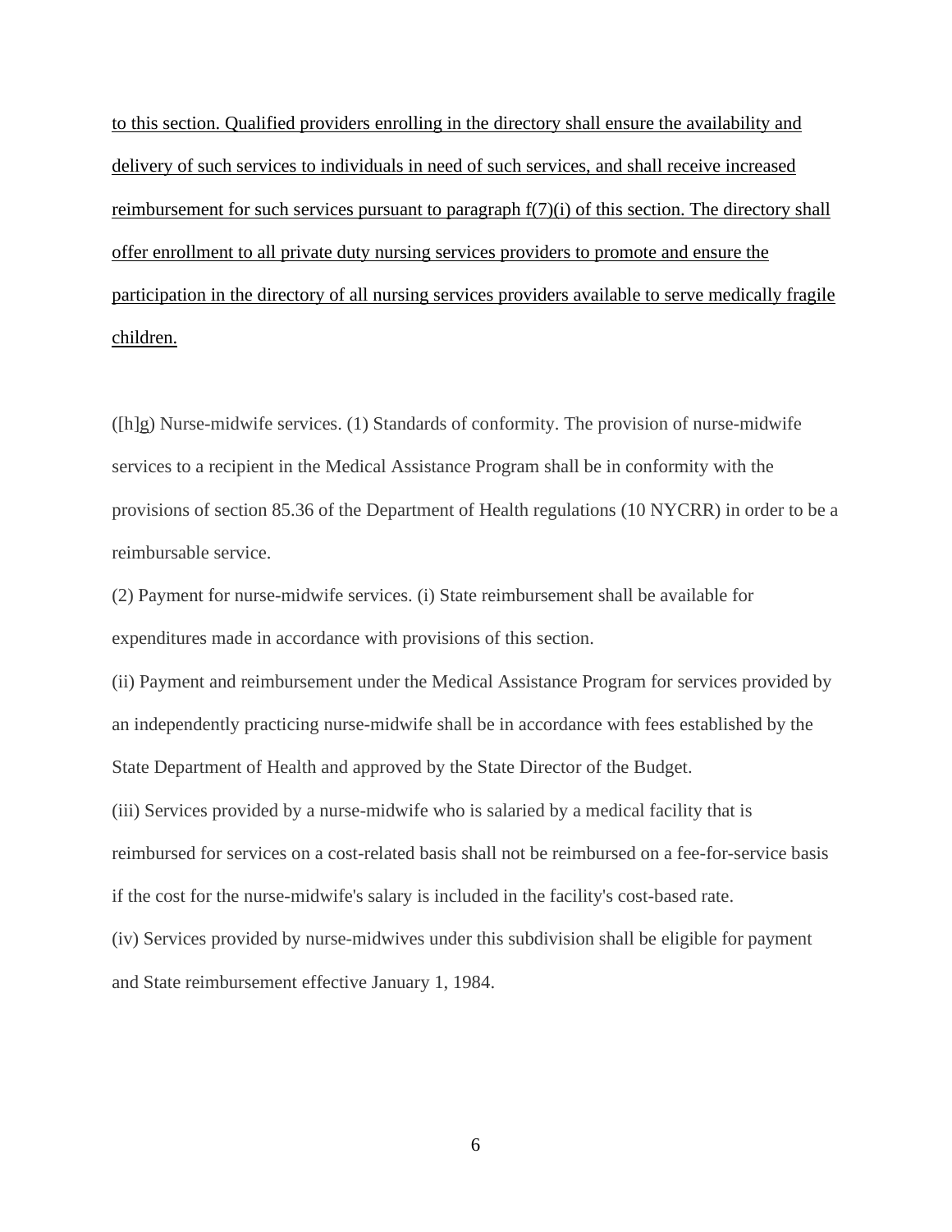<u>to this section. Qualified providers enrolling in the directory shall ensure the availability and delivery of such services to individuals in need of such services, and shall receive increased reimbursement for such services pursuant to paragraph f(7)(i) of this section. The directory shall offer enrollment to all private duty nursing services providers to promote and ensure the participation in the directory of all nursing services providers available to serve medically fragile children.</u>

([h]g) Nurse-midwife services. (1) Standards of conformity. The provision of nurse-midwife services to a recipient in the Medical Assistance Program shall be in conformity with the provisions of section 85.36 of the Department of Health regulations (10 NYCRR) in order to be a reimbursable service.

(2) Payment for nurse-midwife services. (i) State reimbursement shall be available for expenditures made in accordance with provisions of this section.

(ii) Payment and reimbursement under the Medical Assistance Program for services provided by an independently practicing nurse-midwife shall be in accordance with fees established by the State Department of Health and approved by the State Director of the Budget.

(iii) Services provided by a nurse-midwife who is salaried by a medical facility that is reimbursed for services on a cost-related basis shall not be reimbursed on a fee-for-service basis if the cost for the nurse-midwife's salary is included in the facility's cost-based rate.

(iv) Services provided by nurse-midwives under this subdivision shall be eligible for payment and State reimbursement effective January 1, 1984.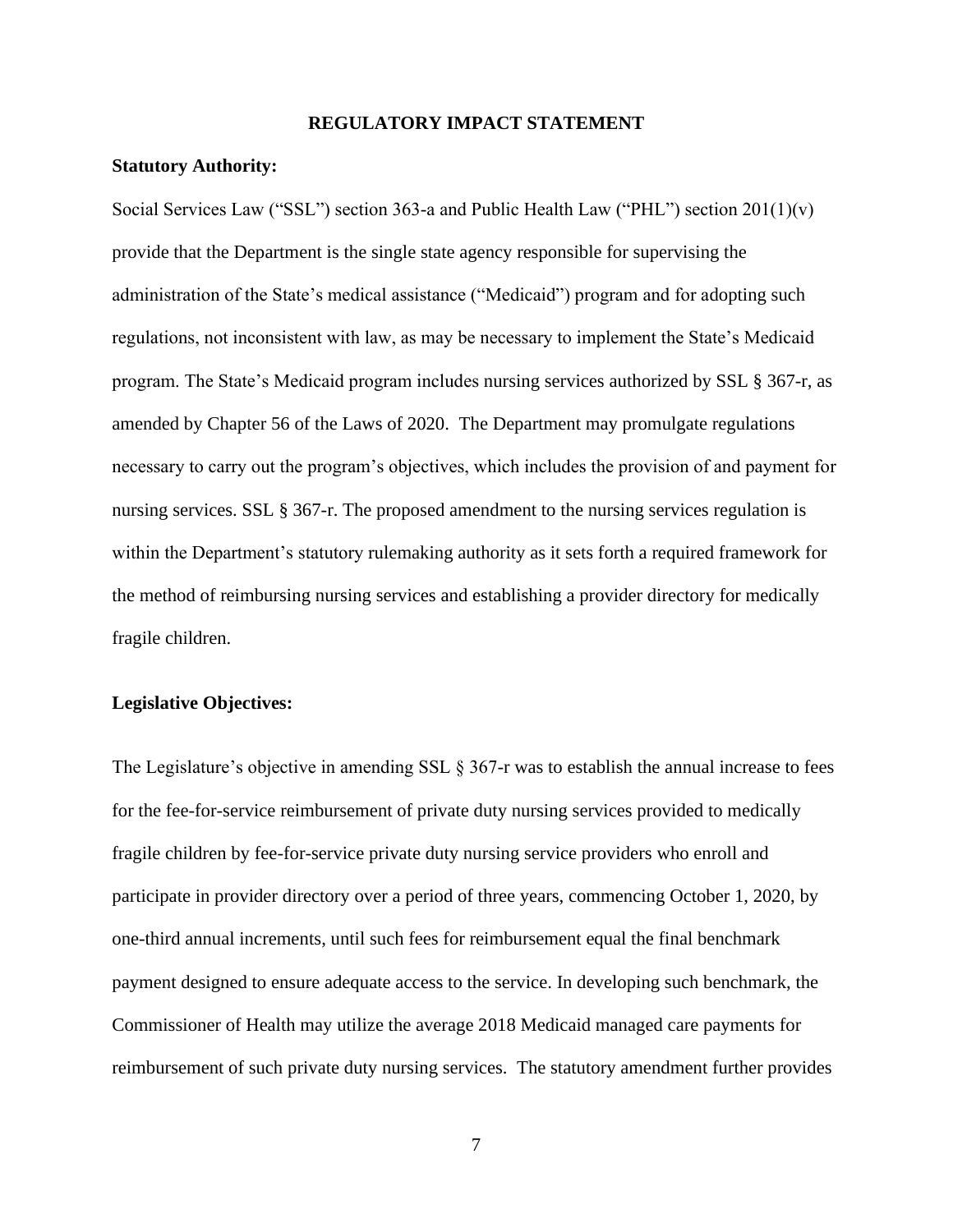# REGULATORY IMPACT STATEMENT

**Statutory Authority:**

Social Services Law ("SSL") section 363-a and Public Health Law ("PHL") section 201(1)(v) provide that the Department is the single state agency responsible for supervising the administration of the State's medical assistance ("Medicaid") program and for adopting such regulations, not inconsistent with law, as may be necessary to implement the State's Medicaid program. The State's Medicaid program includes nursing services authorized by SSL § 367-r, as amended by Chapter 56 of the Laws of 2020. The Department may promulgate regulations necessary to carry out the program's objectives, which includes the provision of and payment for nursing services. SSL § 367-r. The proposed amendment to the nursing services regulation is within the Department's statutory rulemaking authority as it sets forth a required framework for the method of reimbursing nursing services and establishing a provider directory for medically fragile children.

**Legislative Objectives:**

The Legislature's objective in amending SSL § 367-r was to establish the annual increase to fees for the fee-for-service reimbursement of private duty nursing services provided to medically fragile children by fee-for-service private duty nursing service providers who enroll and participate in provider directory over a period of three years, commencing October 1, 2020, by one-third annual increments, until such fees for reimbursement equal the final benchmark payment designed to ensure adequate access to the service. In developing such benchmark, the Commissioner of Health may utilize the average 2018 Medicaid managed care payments for reimbursement of such private duty nursing services. The statutory amendment further provides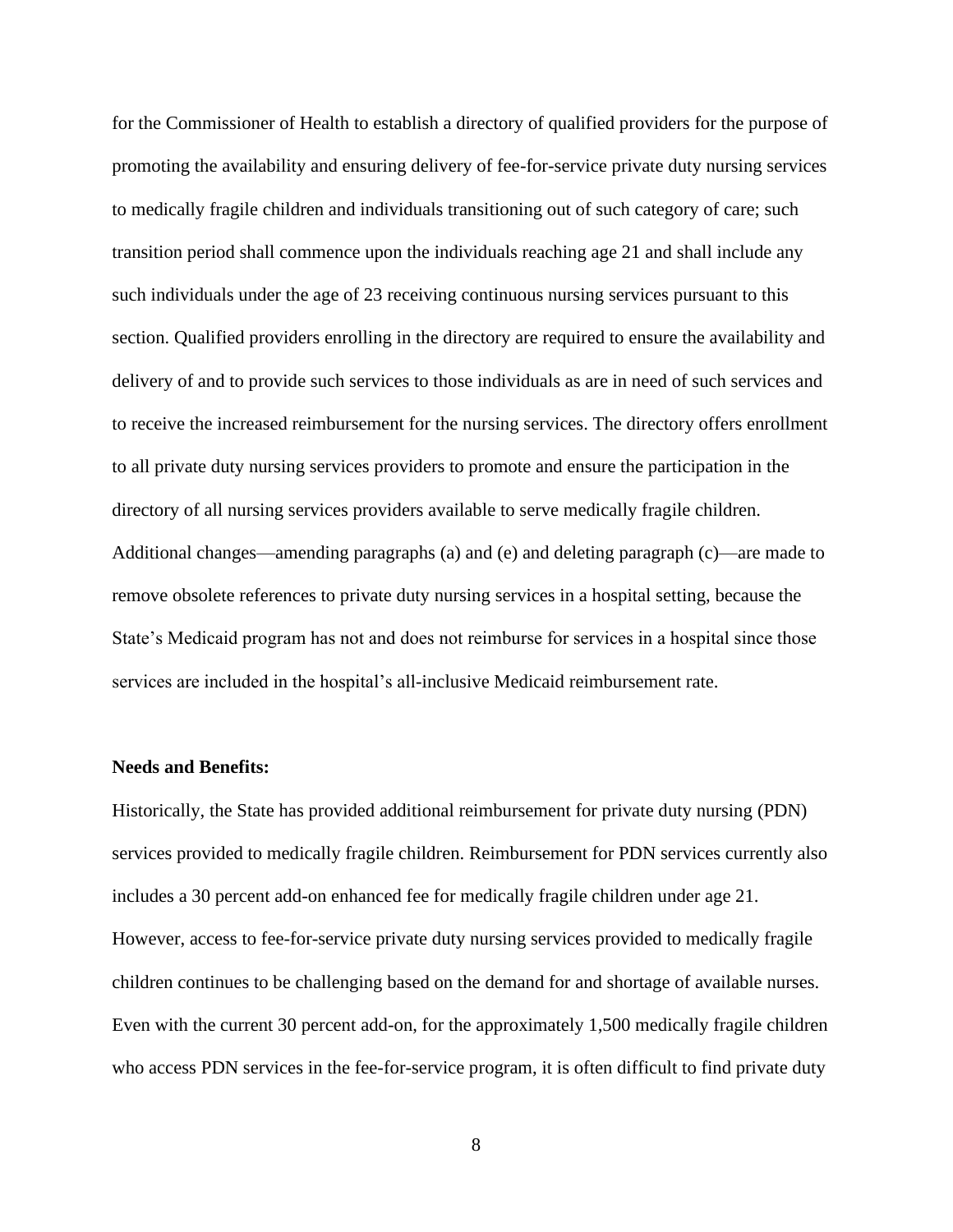for the Commissioner of Health to establish a directory of qualified providers for the purpose of promoting the availability and ensuring delivery of fee-for-service private duty nursing services to medically fragile children and individuals transitioning out of such category of care; such transition period shall commence upon the individuals reaching age 21 and shall include any such individuals under the age of 23 receiving continuous nursing services pursuant to this section. Qualified providers enrolling in the directory are required to ensure the availability and delivery of and to provide such services to those individuals as are in need of such services and to receive the increased reimbursement for the nursing services. The directory offers enrollment to all private duty nursing services providers to promote and ensure the participation in the directory of all nursing services providers available to serve medically fragile children. Additional changes—amending paragraphs (a) and (e) and deleting paragraph (c)—are made to remove obsolete references to private duty nursing services in a hospital setting, because the State's Medicaid program has not and does not reimburse for services in a hospital since those services are included in the hospital's all-inclusive Medicaid reimbursement rate.

**Needs and Benefits:**

Historically, the State has provided additional reimbursement for private duty nursing (PDN) services provided to medically fragile children. Reimbursement for PDN services currently also includes a 30 percent add-on enhanced fee for medically fragile children under age 21. However, access to fee-for-service private duty nursing services provided to medically fragile children continues to be challenging based on the demand for and shortage of available nurses. Even with the current 30 percent add-on, for the approximately 1,500 medically fragile children who access PDN services in the fee-for-service program, it is often difficult to find private duty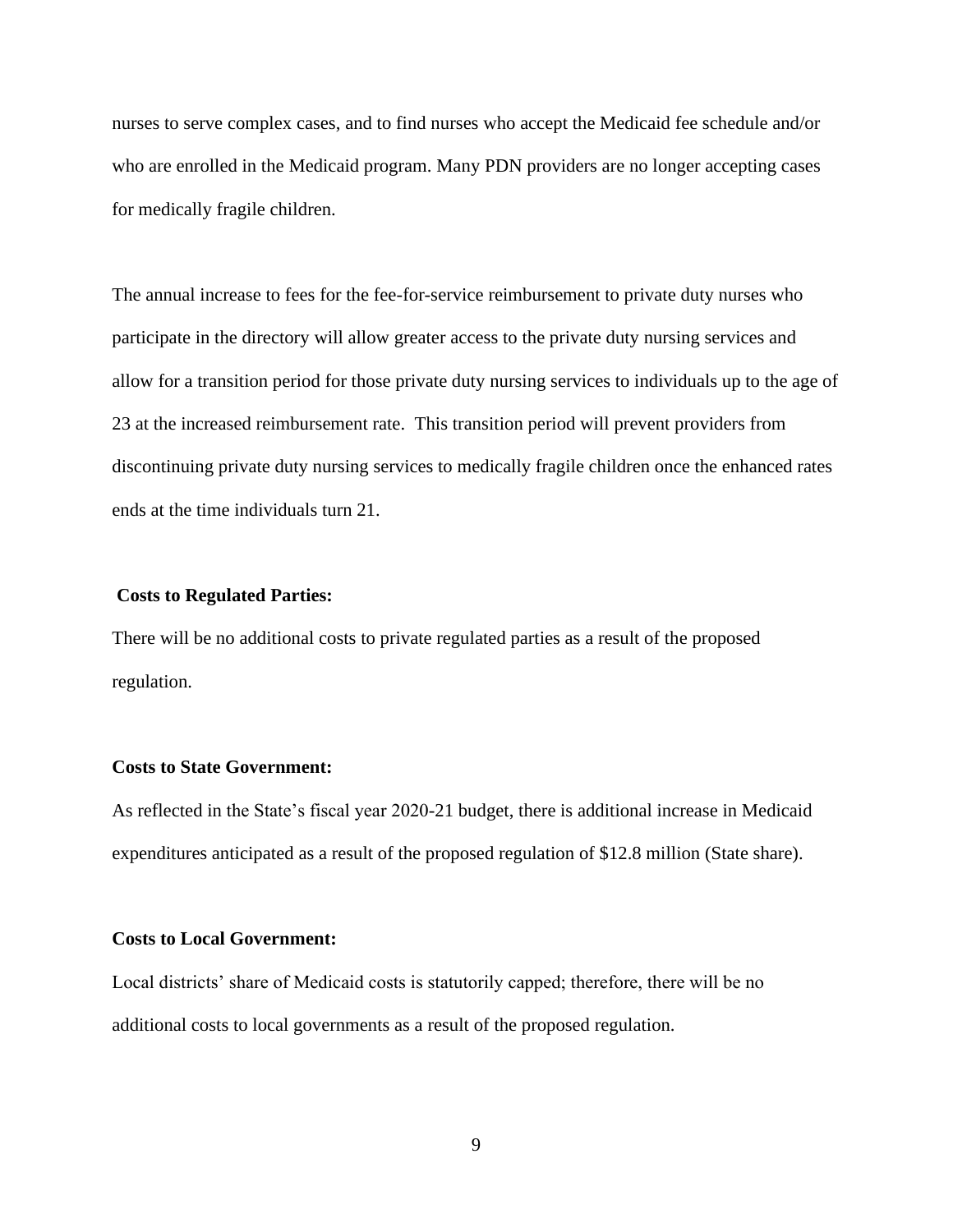nurses to serve complex cases, and to find nurses who accept the Medicaid fee schedule and/or who are enrolled in the Medicaid program. Many PDN providers are no longer accepting cases for medically fragile children.

The annual increase to fees for the fee-for-service reimbursement to private duty nurses who participate in the directory will allow greater access to the private duty nursing services and allow for a transition period for those private duty nursing services to individuals up to the age of 23 at the increased reimbursement rate. This transition period will prevent providers from discontinuing private duty nursing services to medically fragile children once the enhanced rates ends at the time individuals turn 21.

**Costs to Regulated Parties:**

There will be no additional costs to private regulated parties as a result of the proposed regulation.

**Costs to State Government:**

As reflected in the State's fiscal year 2020-21 budget, there is additional increase in Medicaid expenditures anticipated as a result of the proposed regulation of $12.8 million (State share).

**Costs to Local Government:**

Local districts' share of Medicaid costs is statutorily capped; therefore, there will be no additional costs to local governments as a result of the proposed regulation.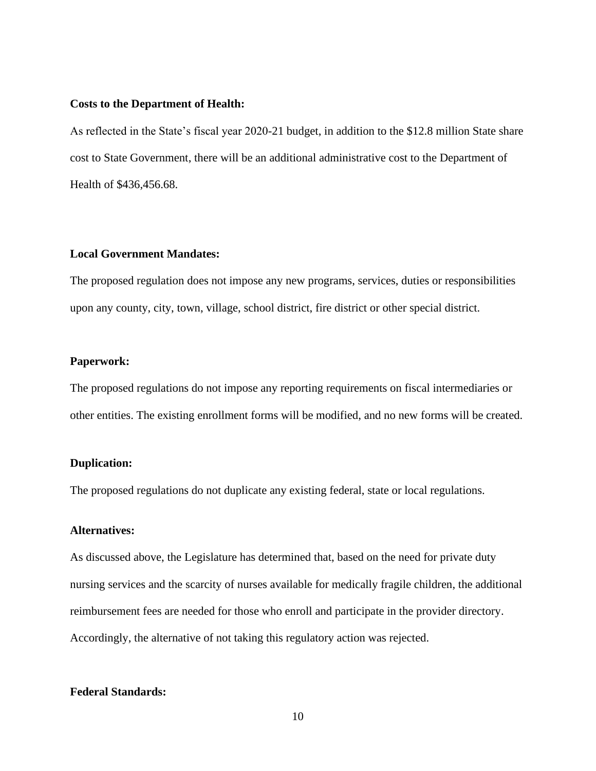**Costs to the Department of Health:**

As reflected in the State's fiscal year 2020-21 budget, in addition to the $12.8 million State share cost to State Government, there will be an additional administrative cost to the Department of Health of $436,456.68.

**Local Government Mandates:**

The proposed regulation does not impose any new programs, services, duties or responsibilities upon any county, city, town, village, school district, fire district or other special district.

**Paperwork:**

The proposed regulations do not impose any reporting requirements on fiscal intermediaries or other entities. The existing enrollment forms will be modified, and no new forms will be created.

**Duplication:**

The proposed regulations do not duplicate any existing federal, state or local regulations.

**Alternatives:**

As discussed above, the Legislature has determined that, based on the need for private duty nursing services and the scarcity of nurses available for medically fragile children, the additional reimbursement fees are needed for those who enroll and participate in the provider directory. Accordingly, the alternative of not taking this regulatory action was rejected.

**Federal Standards:**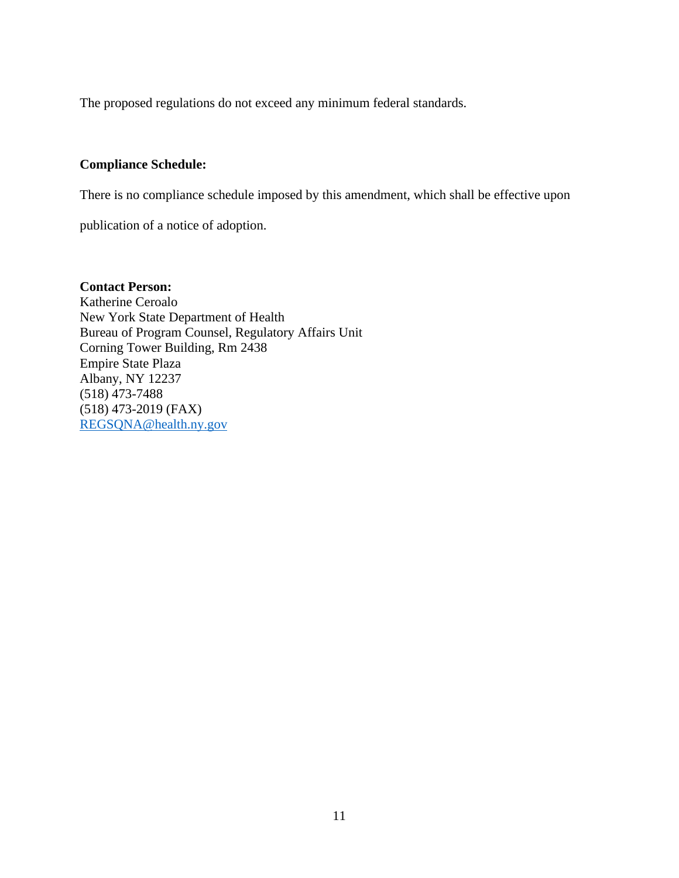The proposed regulations do not exceed any minimum federal standards.

**Compliance Schedule:**

There is no compliance schedule imposed by this amendment, which shall be effective upon publication of a notice of adoption.

**Contact Person:**
Katherine Ceroalo
New York State Department of Health
Bureau of Program Counsel, Regulatory Affairs Unit
Corning Tower Building, Rm 2438
Empire State Plaza
Albany, NY 12237
(518) 473-7488
(518) 473-2019 (FAX)
REGSQNA@health.ny.gov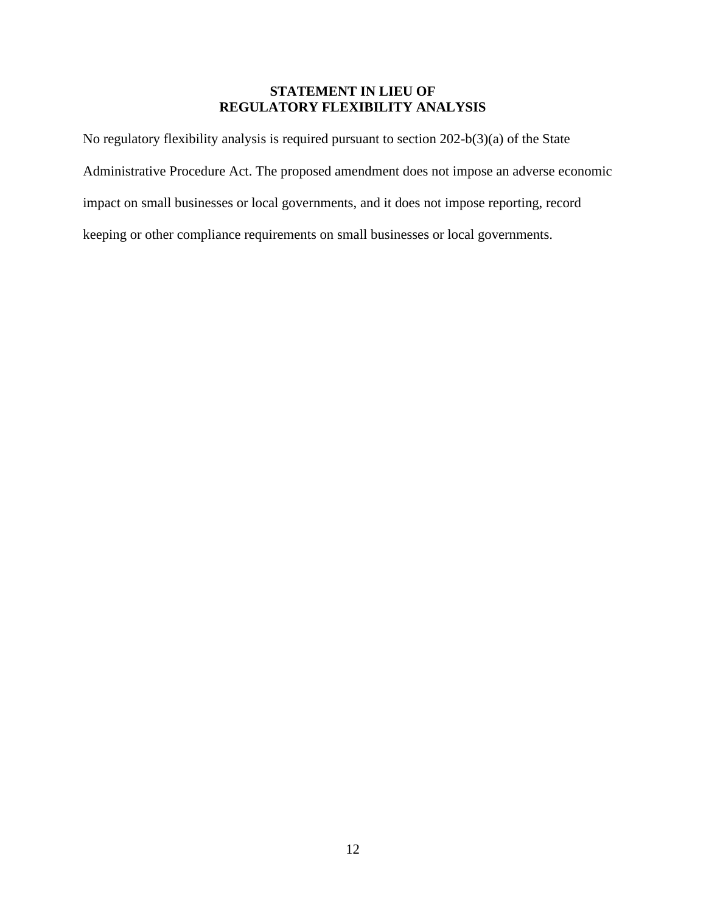## STATEMENT IN LIEU OF REGULATORY FLEXIBILITY ANALYSIS

No regulatory flexibility analysis is required pursuant to section 202-b(3)(a) of the State Administrative Procedure Act. The proposed amendment does not impose an adverse economic impact on small businesses or local governments, and it does not impose reporting, record keeping or other compliance requirements on small businesses or local governments.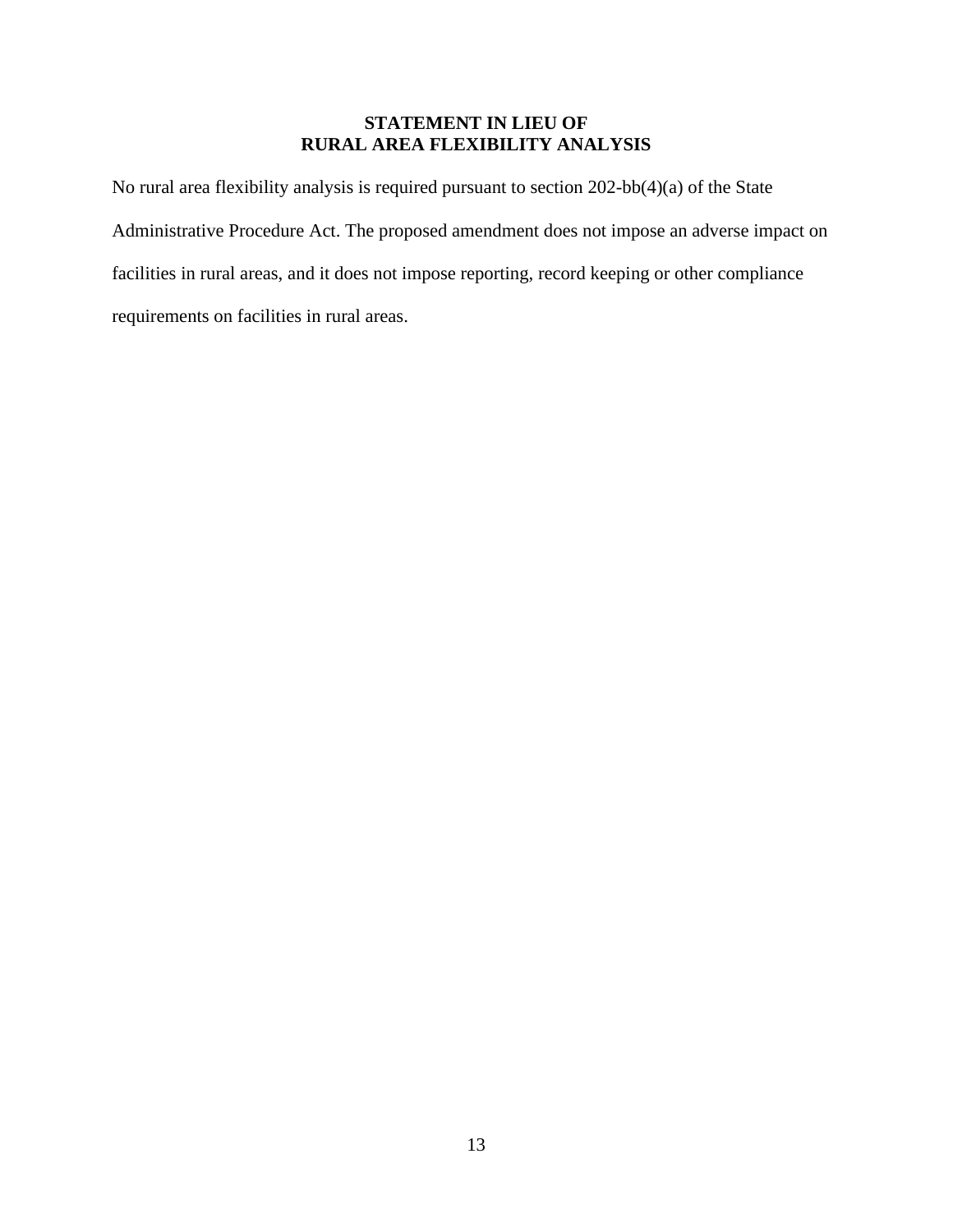## STATEMENT IN LIEU OF RURAL AREA FLEXIBILITY ANALYSIS

No rural area flexibility analysis is required pursuant to section 202-bb(4)(a) of the State Administrative Procedure Act. The proposed amendment does not impose an adverse impact on facilities in rural areas, and it does not impose reporting, record keeping or other compliance requirements on facilities in rural areas.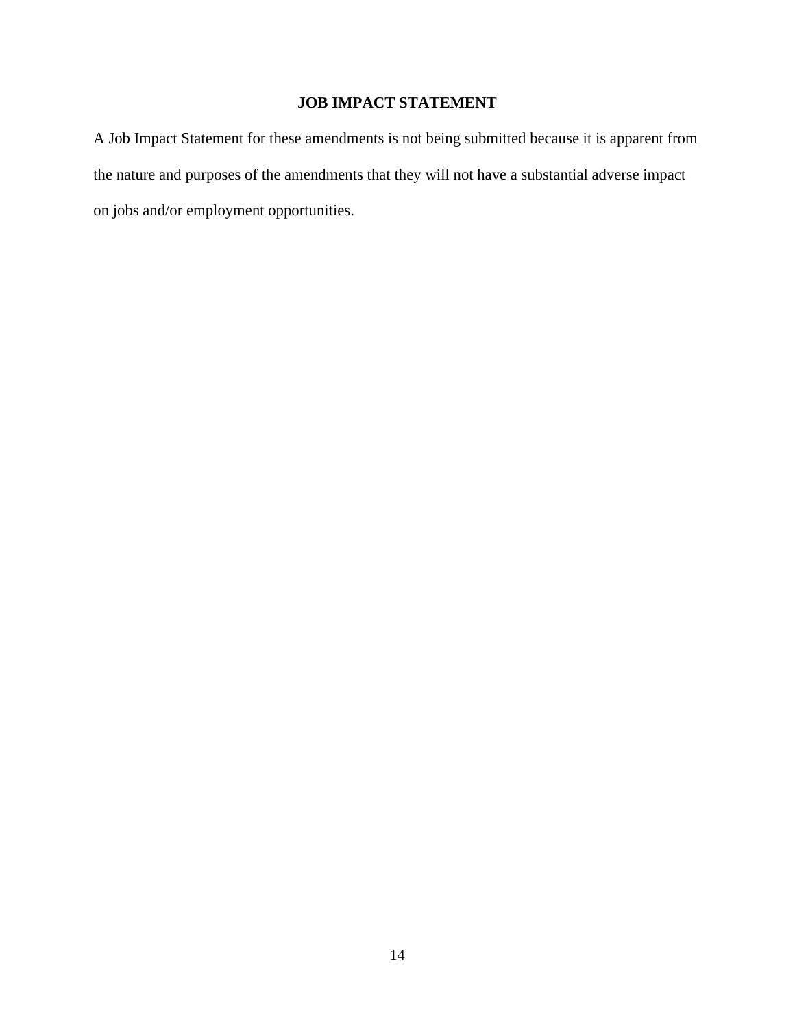## JOB IMPACT STATEMENT

A Job Impact Statement for these amendments is not being submitted because it is apparent from the nature and purposes of the amendments that they will not have a substantial adverse impact on jobs and/or employment opportunities.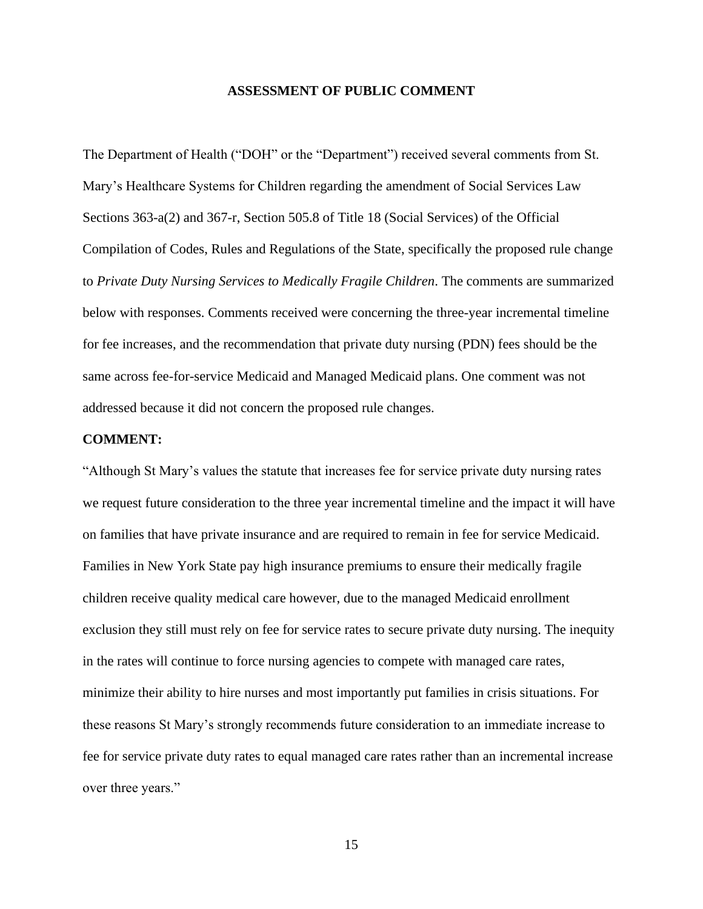## ASSESSMENT OF PUBLIC COMMENT

The Department of Health ("DOH" or the "Department") received several comments from St. Mary's Healthcare Systems for Children regarding the amendment of Social Services Law Sections 363-a(2) and 367-r, Section 505.8 of Title 18 (Social Services) of the Official Compilation of Codes, Rules and Regulations of the State, specifically the proposed rule change to *Private Duty Nursing Services to Medically Fragile Children*. The comments are summarized below with responses. Comments received were concerning the three-year incremental timeline for fee increases, and the recommendation that private duty nursing (PDN) fees should be the same across fee-for-service Medicaid and Managed Medicaid plans. One comment was not addressed because it did not concern the proposed rule changes.

**COMMENT:**

"Although St Mary's values the statute that increases fee for service private duty nursing rates we request future consideration to the three year incremental timeline and the impact it will have on families that have private insurance and are required to remain in fee for service Medicaid. Families in New York State pay high insurance premiums to ensure their medically fragile children receive quality medical care however, due to the managed Medicaid enrollment exclusion they still must rely on fee for service rates to secure private duty nursing. The inequity in the rates will continue to force nursing agencies to compete with managed care rates, minimize their ability to hire nurses and most importantly put families in crisis situations. For these reasons St Mary's strongly recommends future consideration to an immediate increase to fee for service private duty rates to equal managed care rates rather than an incremental increase over three years."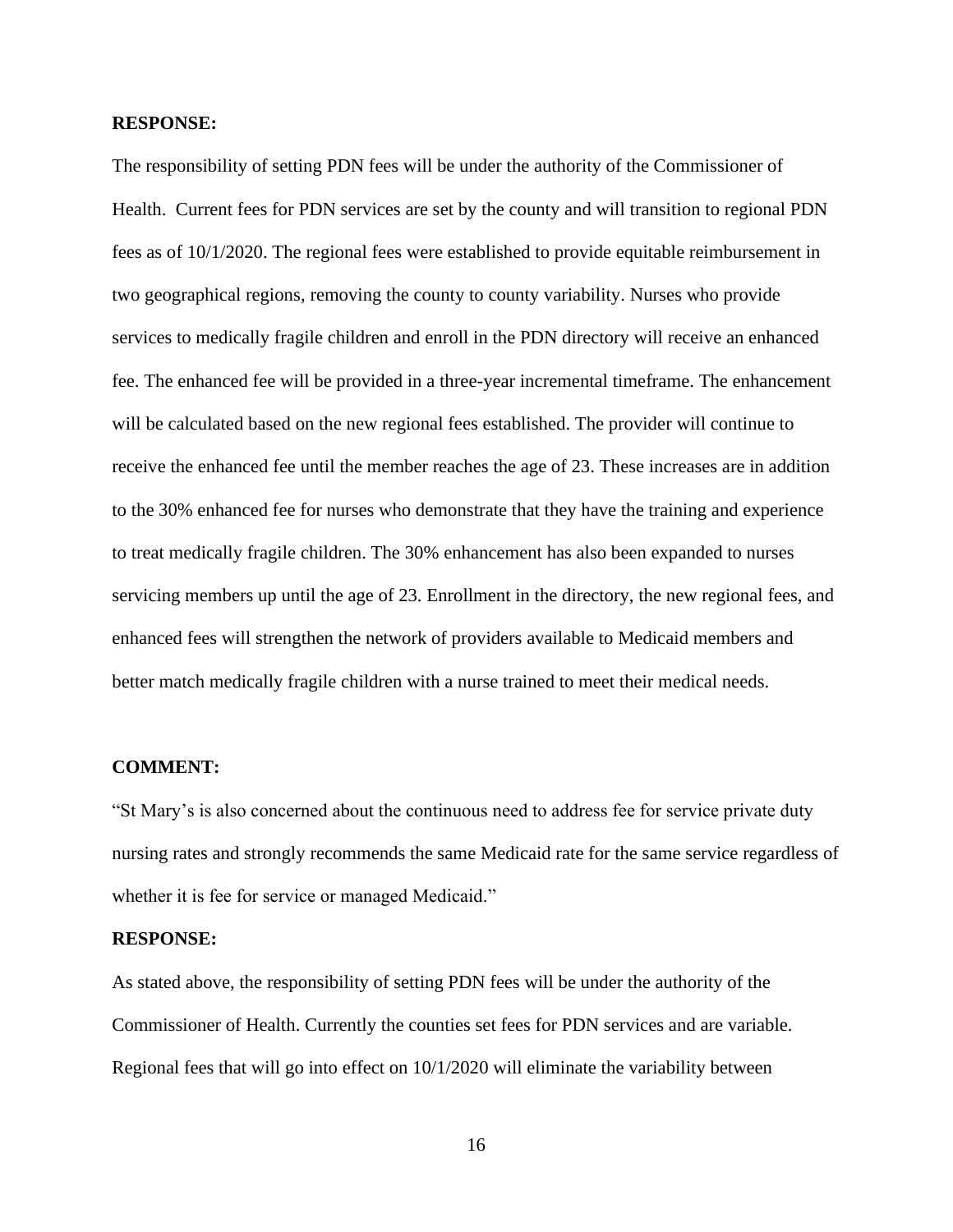**RESPONSE:**

The responsibility of setting PDN fees will be under the authority of the Commissioner of Health. Current fees for PDN services are set by the county and will transition to regional PDN fees as of 10/1/2020. The regional fees were established to provide equitable reimbursement in two geographical regions, removing the county to county variability. Nurses who provide services to medically fragile children and enroll in the PDN directory will receive an enhanced fee. The enhanced fee will be provided in a three-year incremental timeframe. The enhancement will be calculated based on the new regional fees established. The provider will continue to receive the enhanced fee until the member reaches the age of 23. These increases are in addition to the 30% enhanced fee for nurses who demonstrate that they have the training and experience to treat medically fragile children. The 30% enhancement has also been expanded to nurses servicing members up until the age of 23. Enrollment in the directory, the new regional fees, and enhanced fees will strengthen the network of providers available to Medicaid members and better match medically fragile children with a nurse trained to meet their medical needs.

**COMMENT:**

"St Mary's is also concerned about the continuous need to address fee for service private duty nursing rates and strongly recommends the same Medicaid rate for the same service regardless of whether it is fee for service or managed Medicaid."

**RESPONSE:**

As stated above, the responsibility of setting PDN fees will be under the authority of the Commissioner of Health. Currently the counties set fees for PDN services and are variable. Regional fees that will go into effect on 10/1/2020 will eliminate the variability between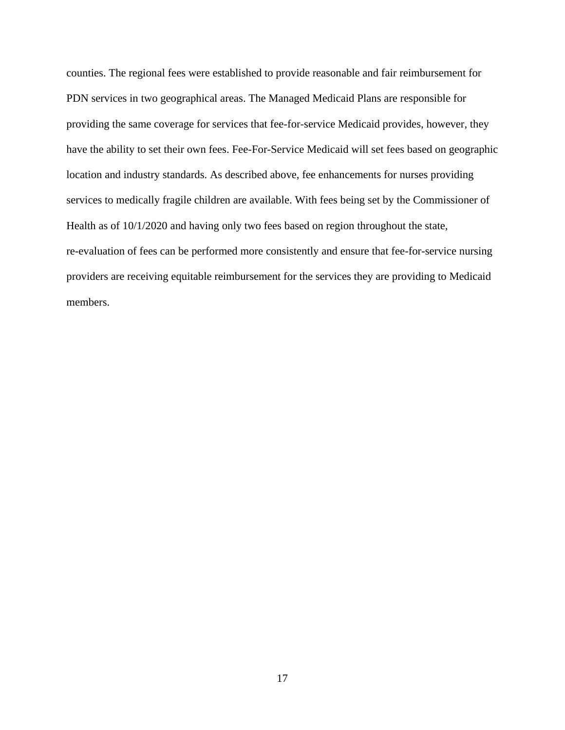counties. The regional fees were established to provide reasonable and fair reimbursement for PDN services in two geographical areas. The Managed Medicaid Plans are responsible for providing the same coverage for services that fee-for-service Medicaid provides, however, they have the ability to set their own fees. Fee-For-Service Medicaid will set fees based on geographic location and industry standards. As described above, fee enhancements for nurses providing services to medically fragile children are available. With fees being set by the Commissioner of Health as of 10/1/2020 and having only two fees based on region throughout the state, re-evaluation of fees can be performed more consistently and ensure that fee-for-service nursing providers are receiving equitable reimbursement for the services they are providing to Medicaid members.